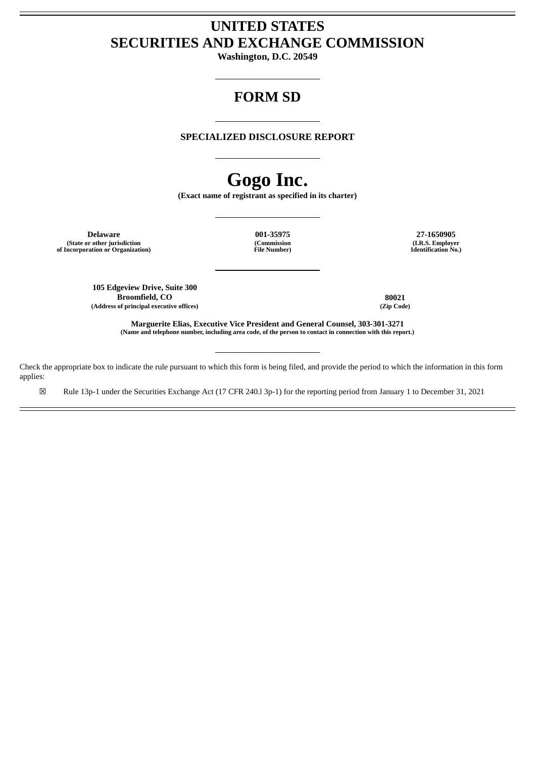# UNITED STATES SECURITIES AND EXCHANGE COMMISSION

**Washington, D.C. 20549**

---

# FORM SD

---

**SPECIALIZED DISCLOSURE REPORT**

---

# Gogo Inc.

**(Exact name of registrant as specified in its charter)**

---

| **Delaware** | **001-35975** | **27-1650905** |
|---|---|---|
| **(State or other jurisdiction of Incorporation or Organization)** | **(Commission File Number)** | **(I.R.S. Employer Identification No.)** |

---

| **105 Edgeview Drive, Suite 300 Broomfield, CO** | **80021** |
|---|---|
| **(Address of principal executive offices)** | **(Zip Code)** |

**Marguerite Elias, Executive Vice President and General Counsel, 303-301-3271**
**(Name and telephone number, including area code, of the person to contact in connection with this report.)**

---

Check the appropriate box to indicate the rule pursuant to which this form is being filed, and provide the period to which the information in this form applies:

☒ Rule 13p-1 under the Securities Exchange Act (17 CFR 240.l 3p-1) for the reporting period from January 1 to December 31, 2021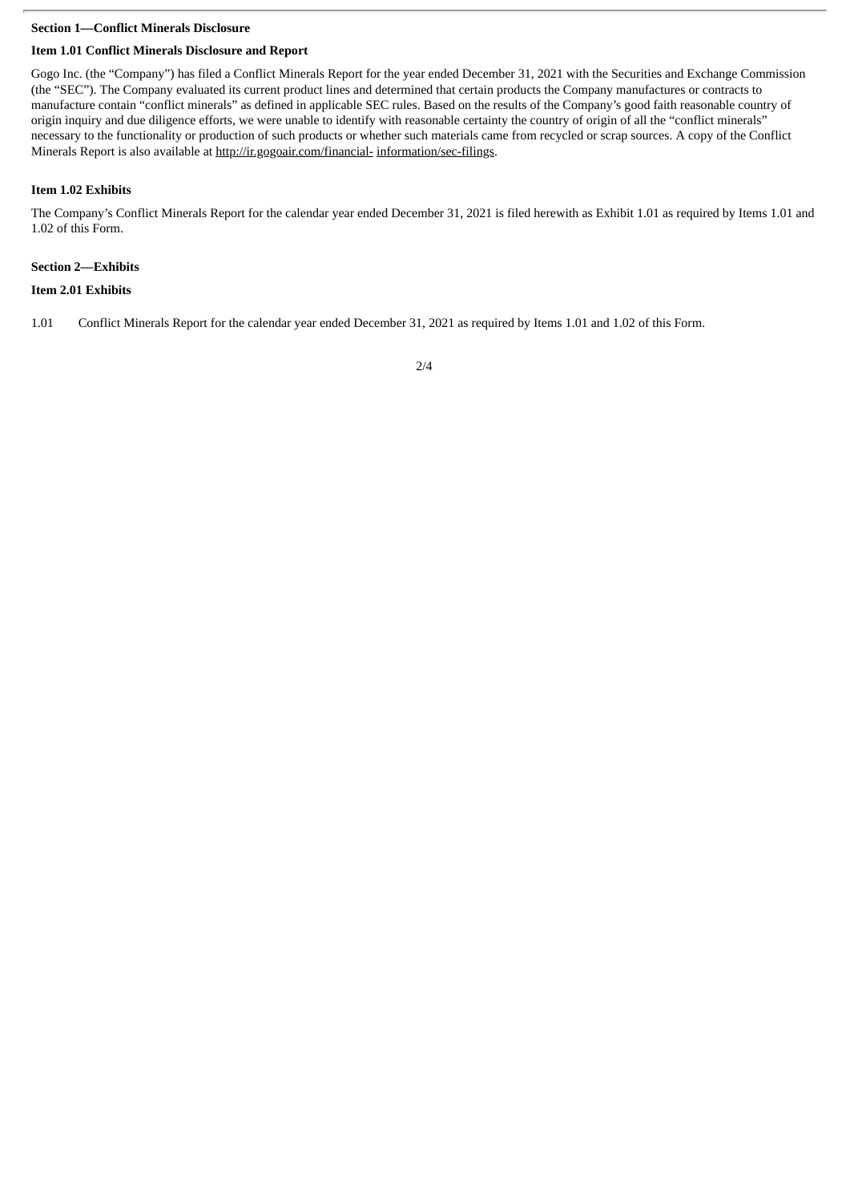**Section 1—Conflict Minerals Disclosure**

**Item 1.01 Conflict Minerals Disclosure and Report**

Gogo Inc. (the "Company") has filed a Conflict Minerals Report for the year ended December 31, 2021 with the Securities and Exchange Commission (the "SEC"). The Company evaluated its current product lines and determined that certain products the Company manufactures or contracts to manufacture contain "conflict minerals" as defined in applicable SEC rules. Based on the results of the Company's good faith reasonable country of origin inquiry and due diligence efforts, we were unable to identify with reasonable certainty the country of origin of all the "conflict minerals" necessary to the functionality or production of such products or whether such materials came from recycled or scrap sources. A copy of the Conflict Minerals Report is also available at http://ir.gogoair.com/financial- information/sec-filings.

**Item 1.02 Exhibits**

The Company's Conflict Minerals Report for the calendar year ended December 31, 2021 is filed herewith as Exhibit 1.01 as required by Items 1.01 and 1.02 of this Form.

**Section 2—Exhibits**

**Item 2.01 Exhibits**

1.01 Conflict Minerals Report for the calendar year ended December 31, 2021 as required by Items 1.01 and 1.02 of this Form.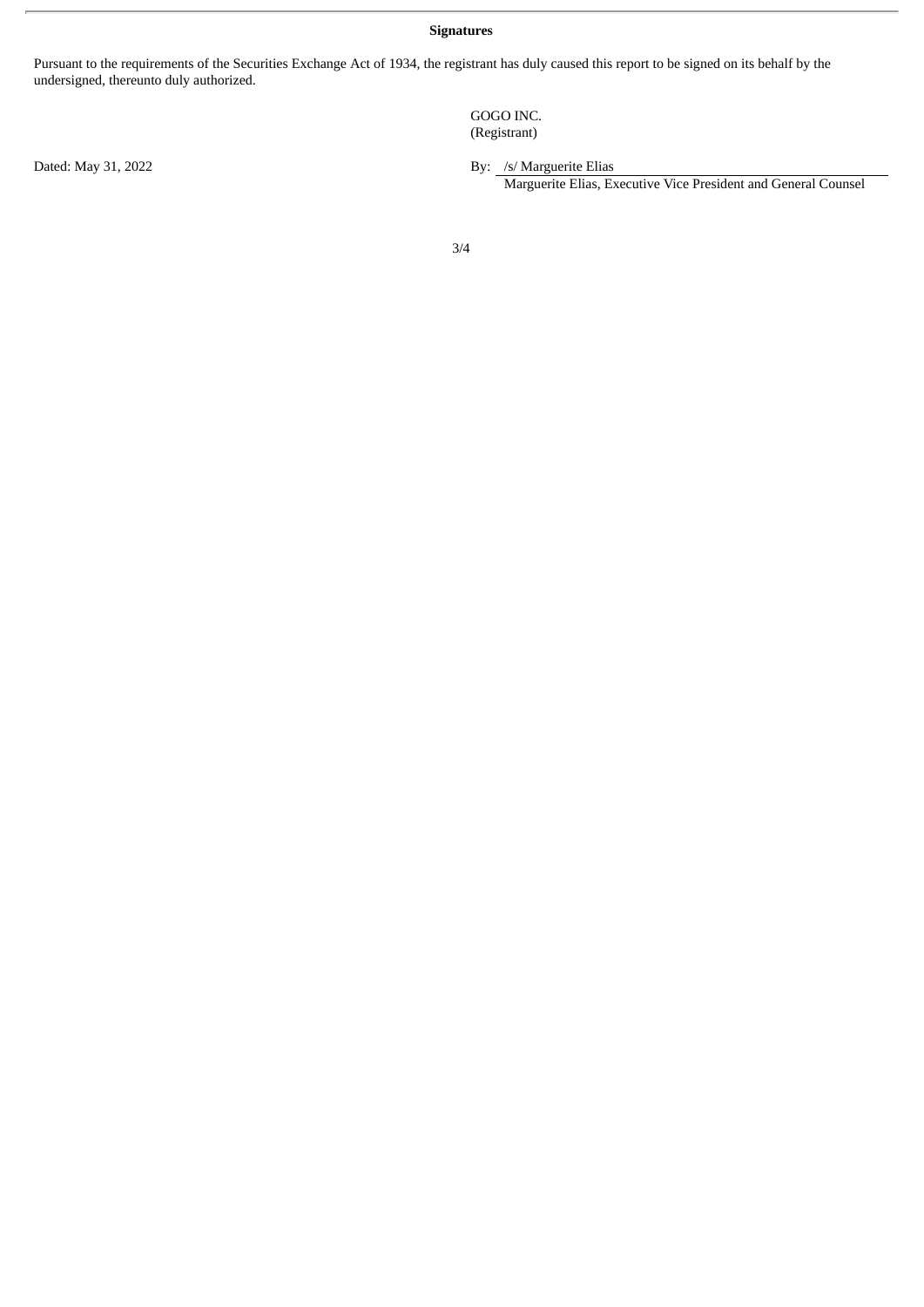**Signatures**

Pursuant to the requirements of the Securities Exchange Act of 1934, the registrant has duly caused this report to be signed on its behalf by the undersigned, thereunto duly authorized.

GOGO INC.
(Registrant)

Dated: May 31, 2022

By: /s/ Marguerite Elias
Marguerite Elias, Executive Vice President and General Counsel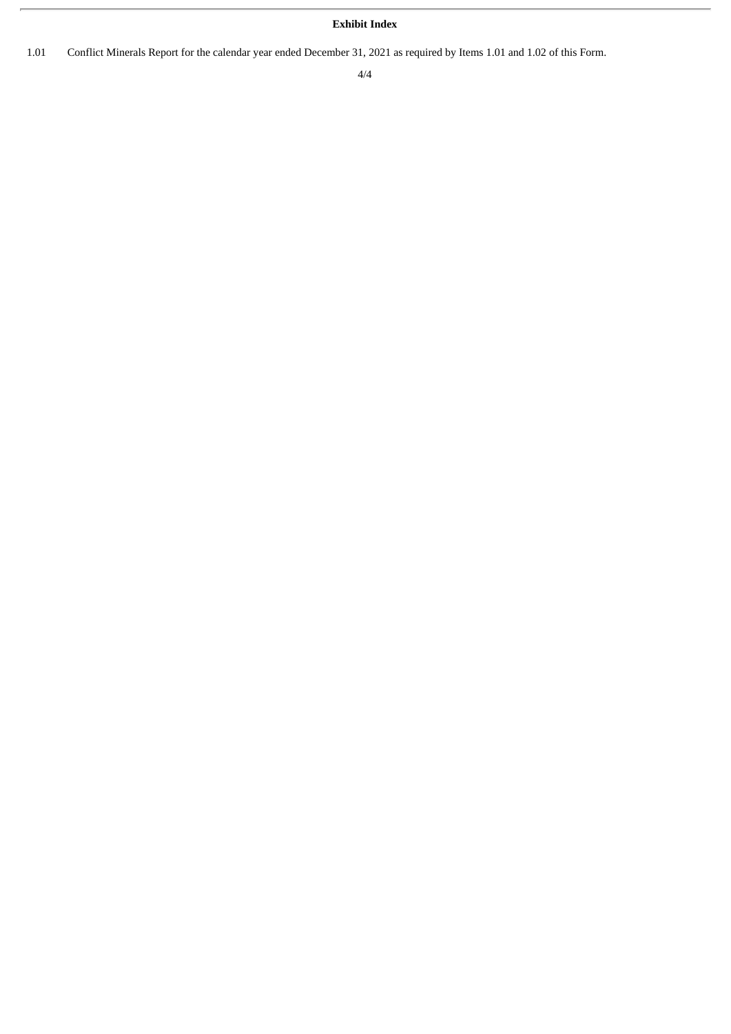**Exhibit Index**

1.01 Conflict Minerals Report for the calendar year ended December 31, 2021 as required by Items 1.01 and 1.02 of this Form.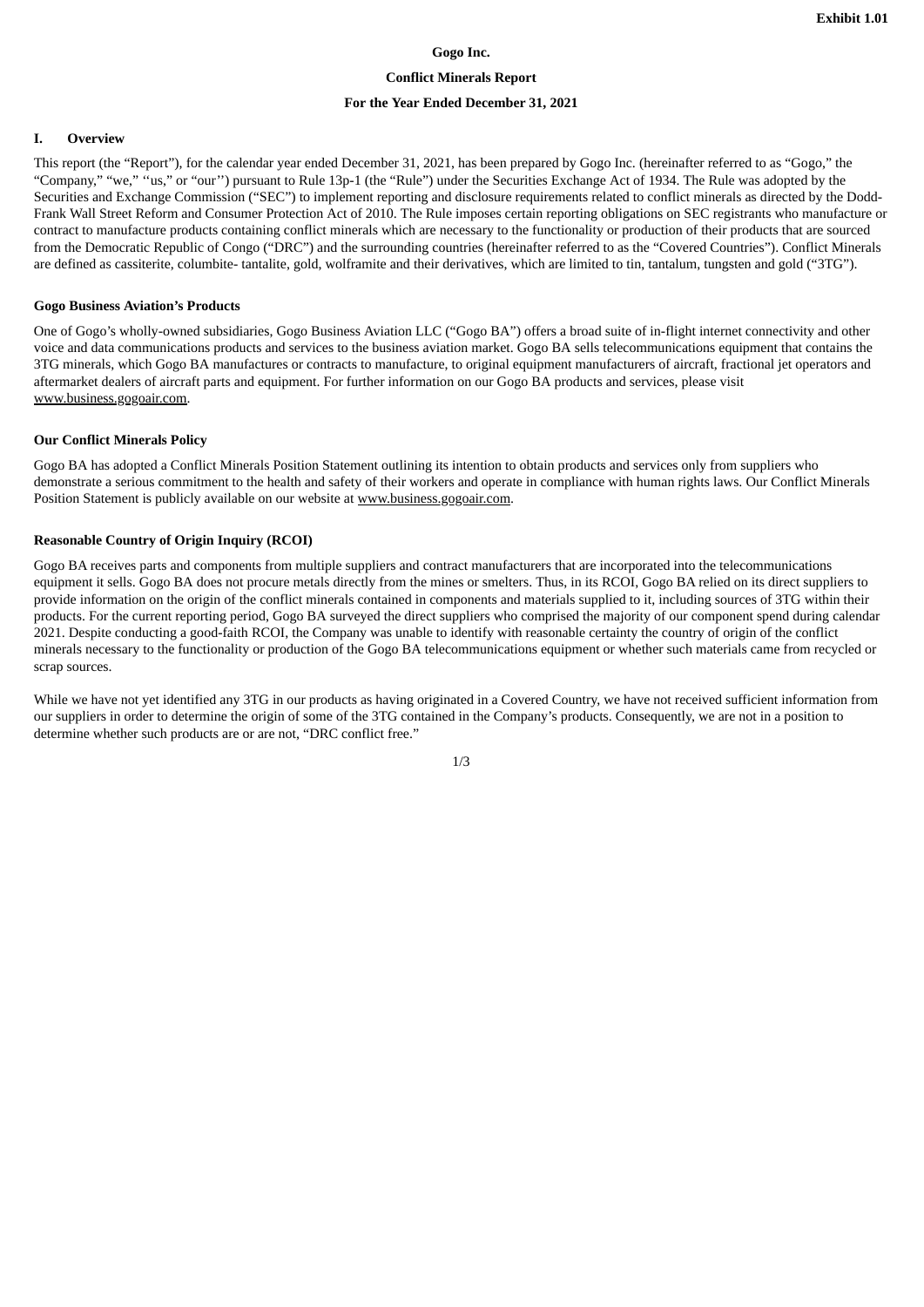**Exhibit 1.01**

**Gogo Inc.**

**Conflict Minerals Report**

**For the Year Ended December 31, 2021**

## I. Overview

This report (the "Report"), for the calendar year ended December 31, 2021, has been prepared by Gogo Inc. (hereinafter referred to as "Gogo," the "Company," "we," ''us," or "our'') pursuant to Rule 13p-1 (the "Rule") under the Securities Exchange Act of 1934. The Rule was adopted by the Securities and Exchange Commission ("SEC") to implement reporting and disclosure requirements related to conflict minerals as directed by the Dodd-Frank Wall Street Reform and Consumer Protection Act of 2010. The Rule imposes certain reporting obligations on SEC registrants who manufacture or contract to manufacture products containing conflict minerals which are necessary to the functionality or production of their products that are sourced from the Democratic Republic of Congo ("DRC") and the surrounding countries (hereinafter referred to as the "Covered Countries"). Conflict Minerals are defined as cassiterite, columbite- tantalite, gold, wolframite and their derivatives, which are limited to tin, tantalum, tungsten and gold ("3TG").

### Gogo Business Aviation's Products

One of Gogo's wholly-owned subsidiaries, Gogo Business Aviation LLC ("Gogo BA") offers a broad suite of in-flight internet connectivity and other voice and data communications products and services to the business aviation market. Gogo BA sells telecommunications equipment that contains the 3TG minerals, which Gogo BA manufactures or contracts to manufacture, to original equipment manufacturers of aircraft, fractional jet operators and aftermarket dealers of aircraft parts and equipment. For further information on our Gogo BA products and services, please visit www.business.gogoair.com.

### Our Conflict Minerals Policy

Gogo BA has adopted a Conflict Minerals Position Statement outlining its intention to obtain products and services only from suppliers who demonstrate a serious commitment to the health and safety of their workers and operate in compliance with human rights laws. Our Conflict Minerals Position Statement is publicly available on our website at www.business.gogoair.com.

### Reasonable Country of Origin Inquiry (RCOI)

Gogo BA receives parts and components from multiple suppliers and contract manufacturers that are incorporated into the telecommunications equipment it sells. Gogo BA does not procure metals directly from the mines or smelters. Thus, in its RCOI, Gogo BA relied on its direct suppliers to provide information on the origin of the conflict minerals contained in components and materials supplied to it, including sources of 3TG within their products. For the current reporting period, Gogo BA surveyed the direct suppliers who comprised the majority of our component spend during calendar 2021. Despite conducting a good-faith RCOI, the Company was unable to identify with reasonable certainty the country of origin of the conflict minerals necessary to the functionality or production of the Gogo BA telecommunications equipment or whether such materials came from recycled or scrap sources.

While we have not yet identified any 3TG in our products as having originated in a Covered Country, we have not received sufficient information from our suppliers in order to determine the origin of some of the 3TG contained in the Company's products. Consequently, we are not in a position to determine whether such products are or are not, "DRC conflict free."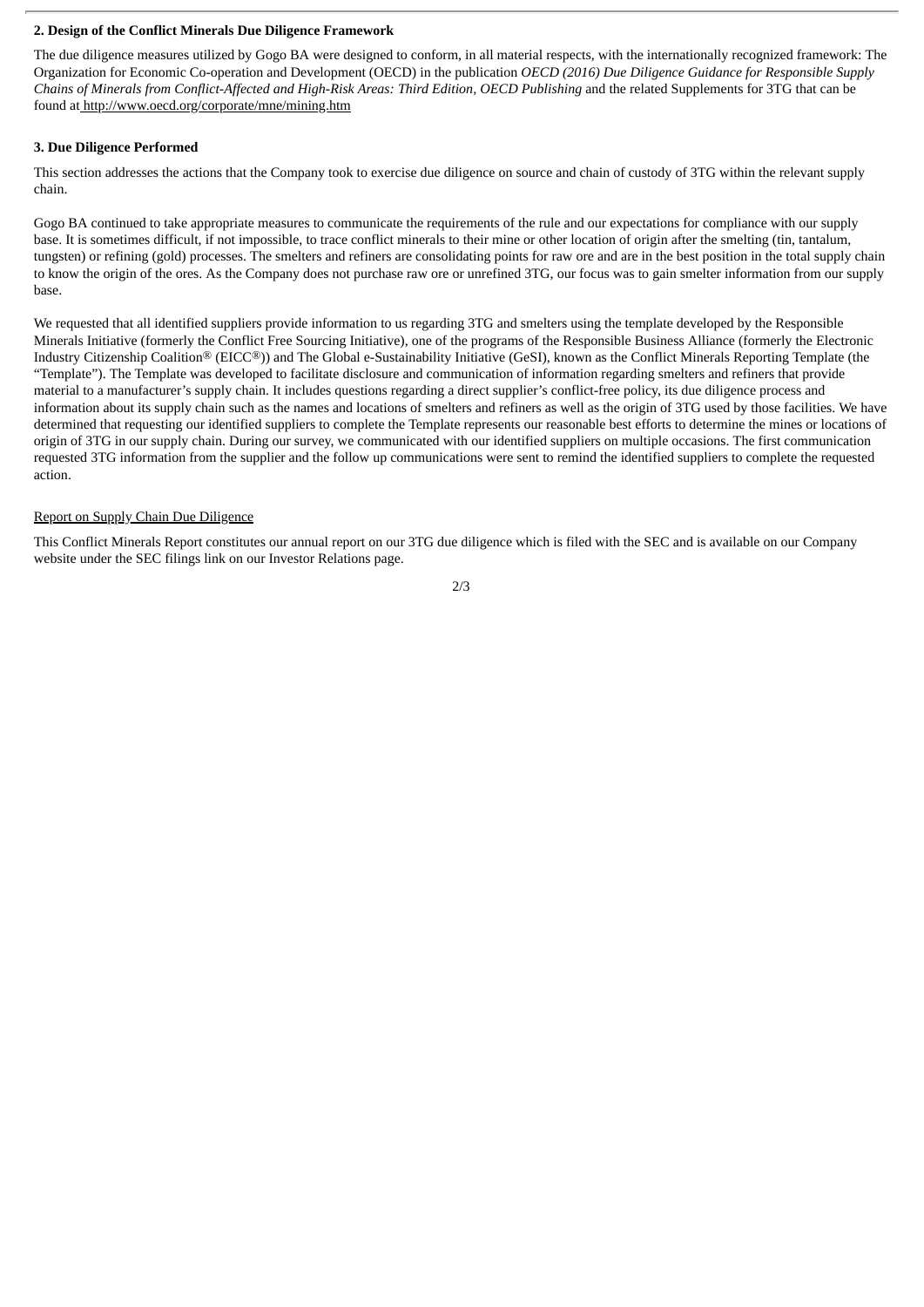**2. Design of the Conflict Minerals Due Diligence Framework**

The due diligence measures utilized by Gogo BA were designed to conform, in all material respects, with the internationally recognized framework: The Organization for Economic Co-operation and Development (OECD) in the publication *OECD (2016) Due Diligence Guidance for Responsible Supply Chains of Minerals from Conflict-Affected and High-Risk Areas: Third Edition, OECD Publishing* and the related Supplements for 3TG that can be found at http://www.oecd.org/corporate/mne/mining.htm

**3. Due Diligence Performed**

This section addresses the actions that the Company took to exercise due diligence on source and chain of custody of 3TG within the relevant supply chain.

Gogo BA continued to take appropriate measures to communicate the requirements of the rule and our expectations for compliance with our supply base. It is sometimes difficult, if not impossible, to trace conflict minerals to their mine or other location of origin after the smelting (tin, tantalum, tungsten) or refining (gold) processes. The smelters and refiners are consolidating points for raw ore and are in the best position in the total supply chain to know the origin of the ores. As the Company does not purchase raw ore or unrefined 3TG, our focus was to gain smelter information from our supply base.

We requested that all identified suppliers provide information to us regarding 3TG and smelters using the template developed by the Responsible Minerals Initiative (formerly the Conflict Free Sourcing Initiative), one of the programs of the Responsible Business Alliance (formerly the Electronic Industry Citizenship Coalition® (EICC®)) and The Global e-Sustainability Initiative (GeSI), known as the Conflict Minerals Reporting Template (the "Template"). The Template was developed to facilitate disclosure and communication of information regarding smelters and refiners that provide material to a manufacturer's supply chain. It includes questions regarding a direct supplier's conflict-free policy, its due diligence process and information about its supply chain such as the names and locations of smelters and refiners as well as the origin of 3TG used by those facilities. We have determined that requesting our identified suppliers to complete the Template represents our reasonable best efforts to determine the mines or locations of origin of 3TG in our supply chain. During our survey, we communicated with our identified suppliers on multiple occasions. The first communication requested 3TG information from the supplier and the follow up communications were sent to remind the identified suppliers to complete the requested action.

Report on Supply Chain Due Diligence

This Conflict Minerals Report constitutes our annual report on our 3TG due diligence which is filed with the SEC and is available on our Company website under the SEC filings link on our Investor Relations page.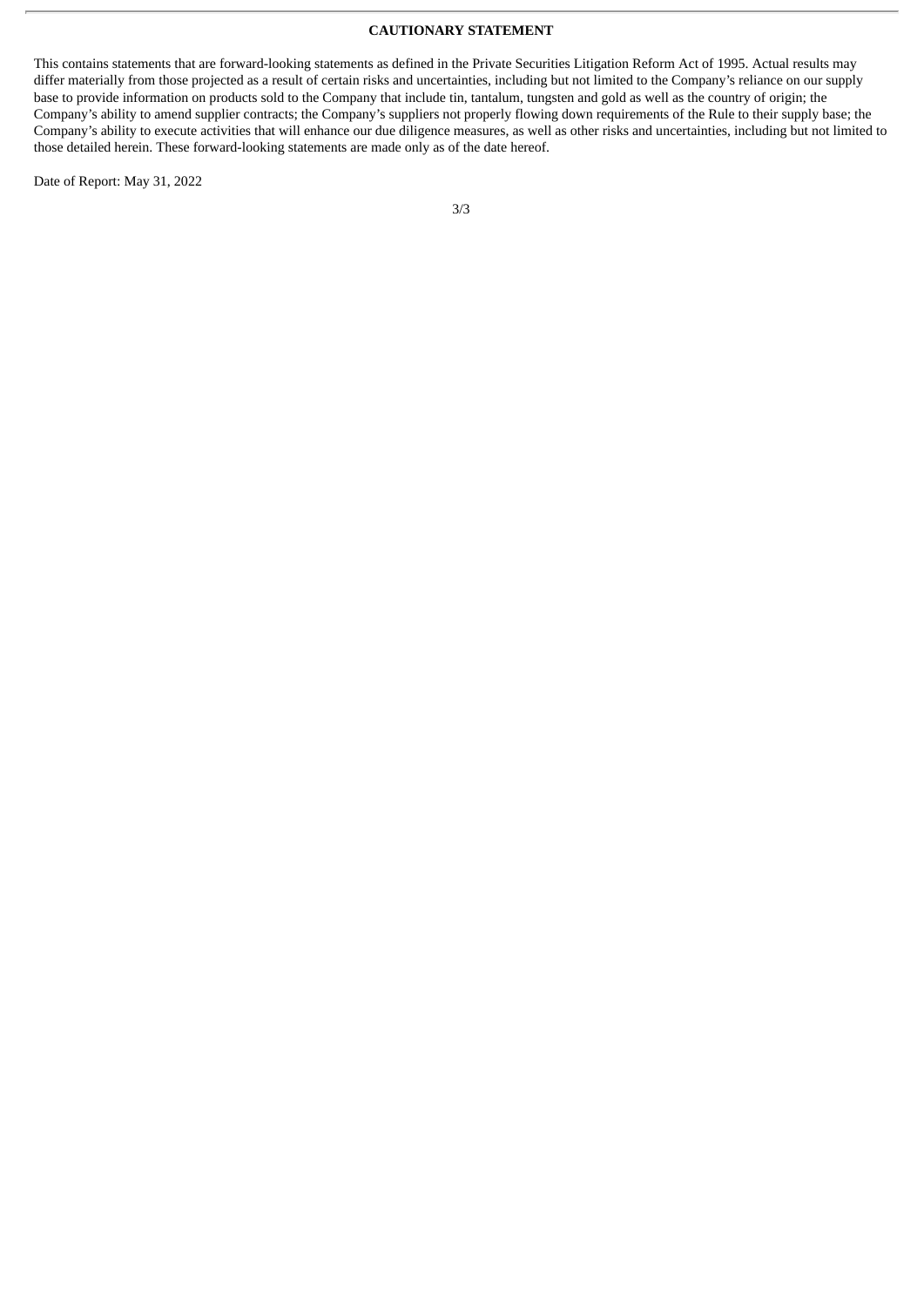**CAUTIONARY STATEMENT**

This contains statements that are forward-looking statements as defined in the Private Securities Litigation Reform Act of 1995. Actual results may differ materially from those projected as a result of certain risks and uncertainties, including but not limited to the Company's reliance on our supply base to provide information on products sold to the Company that include tin, tantalum, tungsten and gold as well as the country of origin; the Company's ability to amend supplier contracts; the Company's suppliers not properly flowing down requirements of the Rule to their supply base; the Company's ability to execute activities that will enhance our due diligence measures, as well as other risks and uncertainties, including but not limited to those detailed herein. These forward-looking statements are made only as of the date hereof.

Date of Report: May 31, 2022